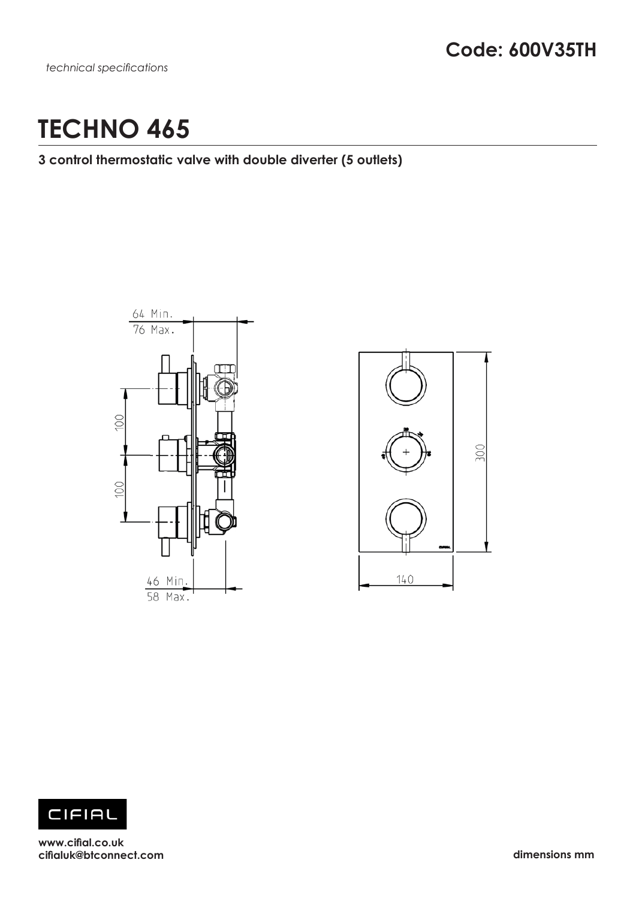*technical specifications*

**Code: 600V35TH**

# TECHNO 465

**3 control thermostatic valve with double diverter (5 outlets)**

64 Min.
76 Max.

100

100

46 Min.
58 Max.

300

140

**www.cifial.co.uk**
**cifialuk@btconnect.com**

**dimensions mm**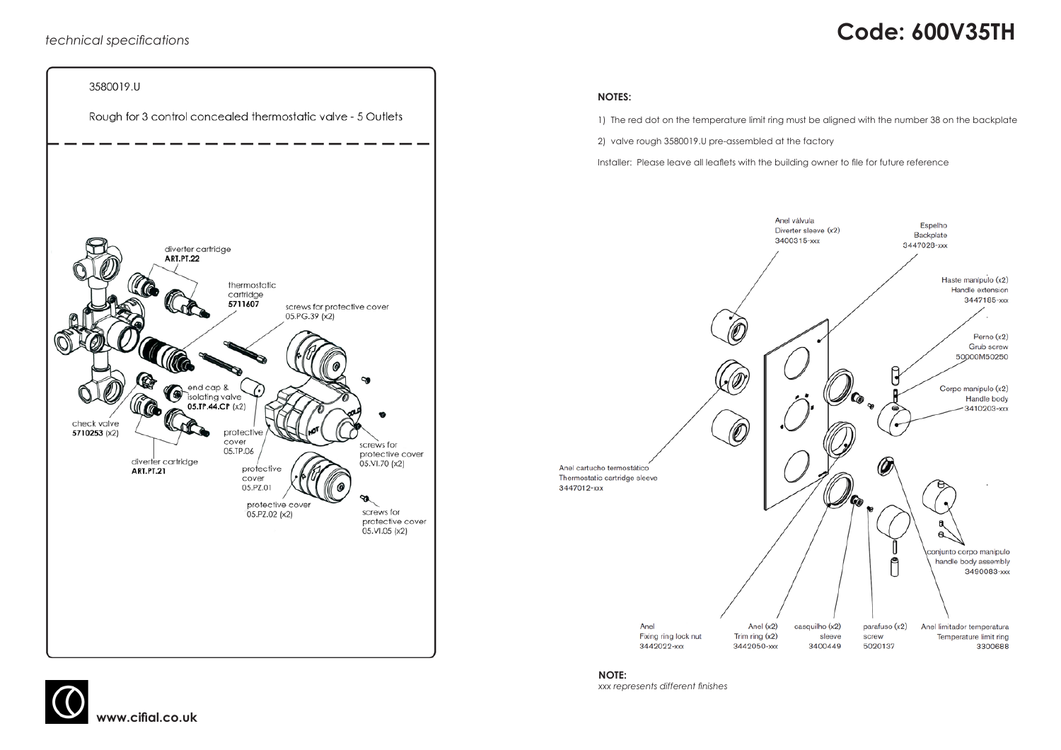*technical specifications*

# Code: 600V35TH

3580019.U

Rough for 3 control concealed thermostatic valve - 5 Outlets

- diverter cartridge **ART.PT.22**
- thermostatic cartridge **5711607**
- screws for protective cover 05.PG.39 (x2)
- end cap & isolating valve **05.TP.44.CP** (x2)
- check valve **5710253** (x2)
- protective cover 05.TP.06
- screws for protective cover 05.VI.70 (x2)
- diverter cartridge **ART.PT.21**
- protective cover 05.PZ.01
- protective cover 05.PZ.02 (x2)
- screws for protective cover 05.VI.05 (x2)

**NOTES:**

1) The red dot on the temperature limit ring must be aligned with the number 38 on the backplate

2) valve rough 3580019.U pre-assembled at the factory

Installer: Please leave all leaflets with the building owner to file for future reference

- Anel válvula / Diverter sleeve (x2) 3400315-xxx
- Espelho / Backplate 3447028-xxx
- Haste manipulo (x2) / Handle extension 3447165-xxx
- Perno (x2) / Grub screw 50000M50250
- Corpo manipulo (x2) / Handle body 3410203-xxx
- Anel cartucho termostático / Thermostatic cartridge sleeve 3447012-xxx
- conjunto corpo manipulo / handle body assembly 3490083-xxx
- Anel / Fixing ring lock nut 3442022-xxx
- Anel (x2) / Trim ring (x2) 3442050-xxx
- casquilho (x2) / sleeve 3400449
- parafuso (x2) / screw 5020137
- Anel limitador temperatura / Temperature limit ring 3300688

**NOTE:**
*xxx represents different finishes*

www.cifial.co.uk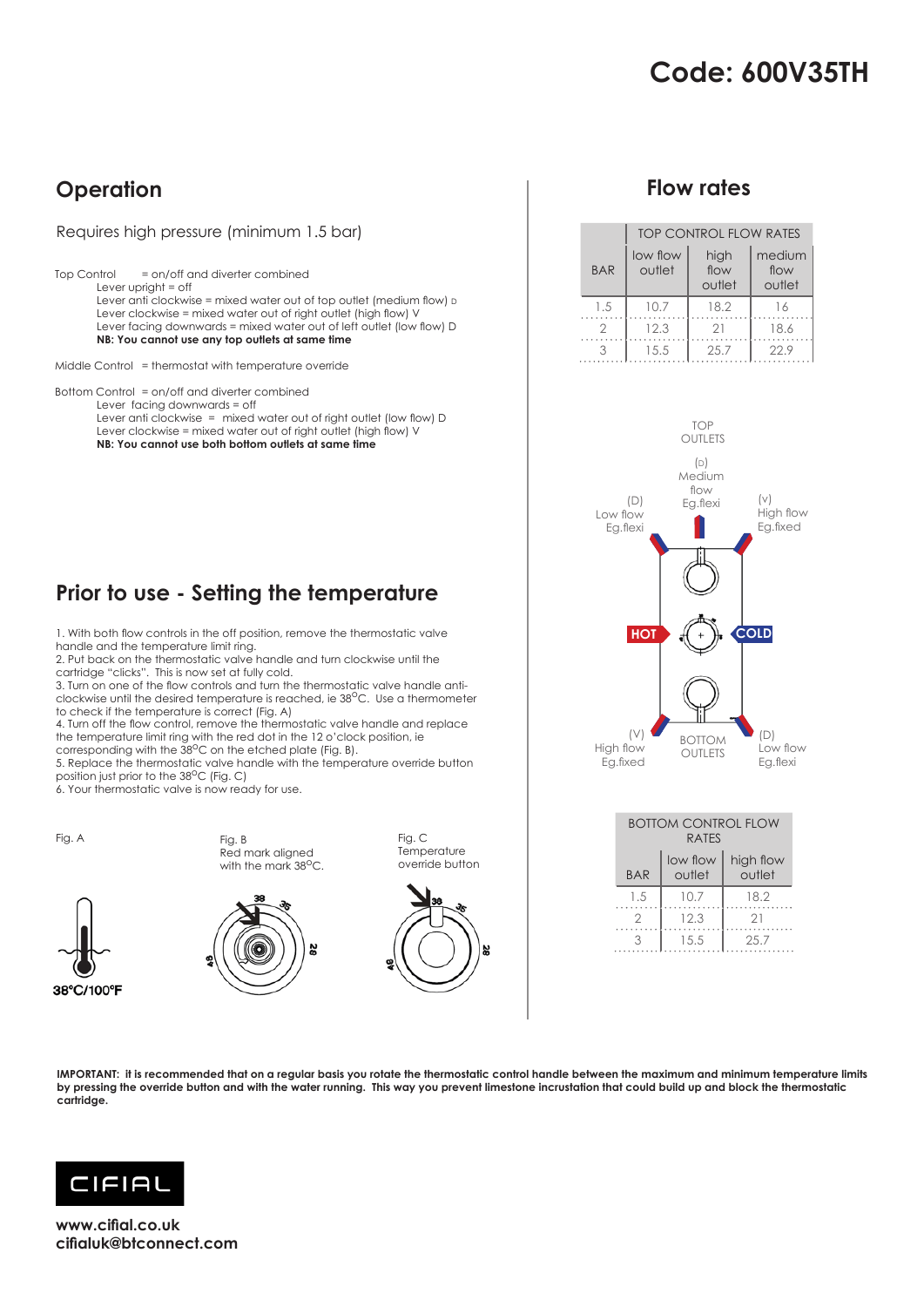# Code: 600V35TH

## Operation

Requires high pressure (minimum 1.5 bar)

Top Control = on/off and diverter combined
Lever upright = off
Lever anti clockwise = mixed water out of top outlet (medium flow) D
Lever clockwise = mixed water out of right outlet (high flow) V
Lever facing downwards = mixed water out of left outlet (low flow) D
**NB: You cannot use any top outlets at same time**

Middle Control = thermostat with temperature override

Bottom Control = on/off and diverter combined
Lever facing downwards = off
Lever anti clockwise = mixed water out of right outlet (low flow) D
Lever clockwise = mixed water out of right outlet (high flow) V
**NB: You cannot use both bottom outlets at same time**

## Prior to use - Setting the temperature

1. With both flow controls in the off position, remove the thermostatic valve handle and the temperature limit ring.
2. Put back on the thermostatic valve handle and turn clockwise until the cartridge "clicks". This is now set at fully cold.
3. Turn on one of the flow controls and turn the thermostatic valve handle anti-clockwise until the desired temperature is reached, ie 38$^{O}$C. Use a thermometer to check if the temperature is correct (Fig. A)
4. Turn off the flow control, remove the thermostatic valve handle and replace the temperature limit ring with the red dot in the 12 o'clock position, ie corresponding with the 38$^{O}$C on the etched plate (Fig. B).
5. Replace the thermostatic valve handle with the temperature override button position just prior to the 38$^{O}$C (Fig. C)
6. Your thermostatic valve is now ready for use.

Fig. A

38°C/100°F

Fig. B
Red mark aligned with the mark 38$^{O}$C.

38 35 28 48

Fig. C
Temperature override button

38 35 28 48

## Flow rates

| BAR | TOP CONTROL FLOW RATES low flow outlet | high flow outlet | medium flow outlet |
|---|---|---|---|
| 1.5 | 10.7 | 18.2 | 16 |
| 2 | 12.3 | 21 | 18.6 |
| 3 | 15.5 | 25.7 | 22.9 |

TOP OUTLETS

(D) Medium flow Eg.flexi

(D) Low flow Eg.flexi

(V) High flow Eg.fixed

HOT

COLD

(V) High flow Eg.fixed

BOTTOM OUTLETS

(D) Low flow Eg.flexi

| BAR | BOTTOM CONTROL FLOW RATES low flow outlet | high flow outlet |
|---|---|---|
| 1.5 | 10.7 | 18.2 |
| 2 | 12.3 | 21 |
| 3 | 15.5 | 25.7 |

**IMPORTANT: it is recommended that on a regular basis you rotate the thermostatic control handle between the maximum and minimum temperature limits by pressing the override button and with the water running. This way you prevent limestone incrustation that could build up and block the thermostatic cartridge.**

CIFIAL

**www.cifial.co.uk**
**cifialuk@btconnect.com**